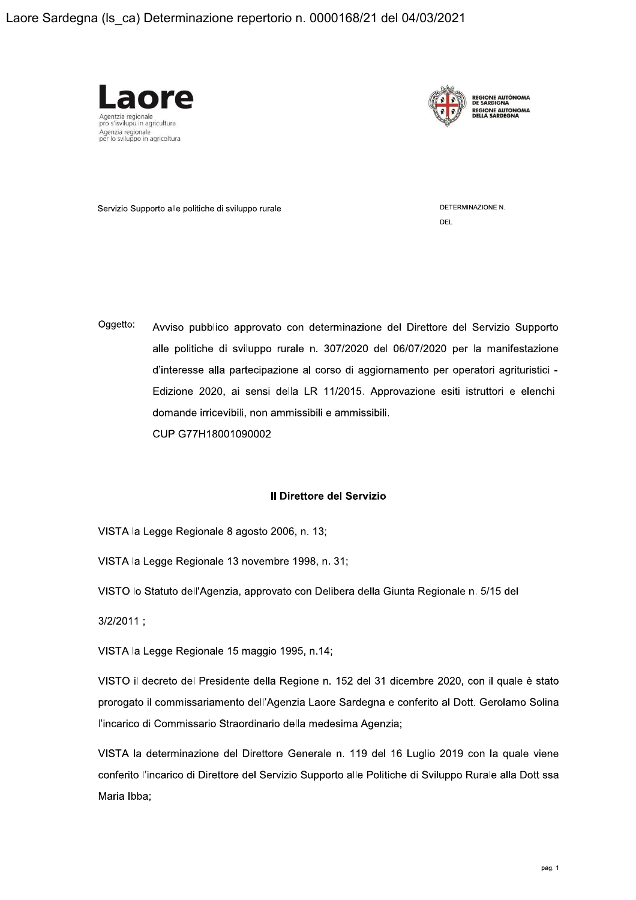Laore Sardegna (ls_ca) Determinazione repertorio n. 0000168/21 del 04/03/2021

Laore
Agentzia regionale pro s'isvilupu in agricultura
Agenzia regionale per lo sviluppo in agricoltura

REGIONE AUTÒNOMA DE SARDIGNA
REGIONE AUTONOMA DELLA SARDEGNA

Servizio Supporto alle politiche di sviluppo rurale

DETERMINAZIONE N.

DEL

Oggetto: Avviso pubblico approvato con determinazione del Direttore del Servizio Supporto alle politiche di sviluppo rurale n. 307/2020 del 06/07/2020 per la manifestazione d'interesse alla partecipazione al corso di aggiornamento per operatori agrituristici - Edizione 2020, ai sensi della LR 11/2015. Approvazione esiti istruttori e elenchi domande irricevibili, non ammissibili e ammissibili.
CUP G77H18001090002

**Il Direttore del Servizio**

VISTA la Legge Regionale 8 agosto 2006, n. 13;

VISTA la Legge Regionale 13 novembre 1998, n. 31;

VISTO lo Statuto dell'Agenzia, approvato con Delibera della Giunta Regionale n. 5/15 del 3/2/2011 ;

VISTA la Legge Regionale 15 maggio 1995, n.14;

VISTO il decreto del Presidente della Regione n. 152 del 31 dicembre 2020, con il quale è stato prorogato il commissariamento dell'Agenzia Laore Sardegna e conferito al Dott. Gerolamo Solina l'incarico di Commissario Straordinario della medesima Agenzia;

VISTA la determinazione del Direttore Generale n. 119 del 16 Luglio 2019 con la quale viene conferito l'incarico di Direttore del Servizio Supporto alle Politiche di Sviluppo Rurale alla Dott.ssa Maria Ibba;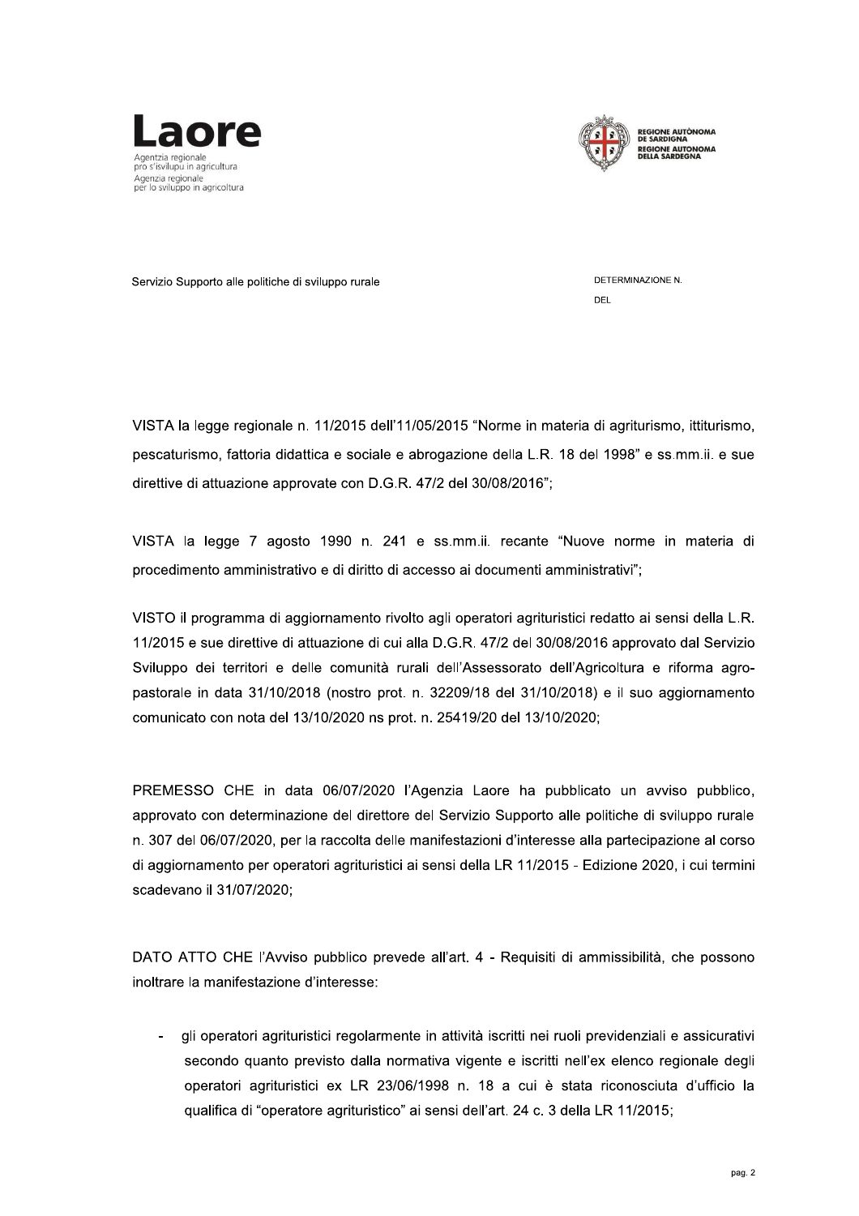Servizio Supporto alle politiche di sviluppo rurale

DETERMINAZIONE N.

DEL

VISTA la legge regionale n. 11/2015 dell'11/05/2015 "Norme in materia di agriturismo, ittiturismo, pescaturismo, fattoria didattica e sociale e abrogazione della L.R. 18 del 1998" e ss.mm.ii. e sue direttive di attuazione approvate con D.G.R. 47/2 del 30/08/2016";

VISTA la legge 7 agosto 1990 n. 241 e ss.mm.ii. recante "Nuove norme in materia di procedimento amministrativo e di diritto di accesso ai documenti amministrativi";

VISTO il programma di aggiornamento rivolto agli operatori agrituristici redatto ai sensi della L.R. 11/2015 e sue direttive di attuazione di cui alla D.G.R. 47/2 del 30/08/2016 approvato dal Servizio Sviluppo dei territori e delle comunità rurali dell'Assessorato dell'Agricoltura e riforma agro-pastorale in data 31/10/2018 (nostro prot. n. 32209/18 del 31/10/2018) e il suo aggiornamento comunicato con nota del 13/10/2020 ns prot. n. 25419/20 del 13/10/2020;

PREMESSO CHE in data 06/07/2020 l'Agenzia Laore ha pubblicato un avviso pubblico, approvato con determinazione del direttore del Servizio Supporto alle politiche di sviluppo rurale n. 307 del 06/07/2020, per la raccolta delle manifestazioni d'interesse alla partecipazione al corso di aggiornamento per operatori agrituristici ai sensi della LR 11/2015 - Edizione 2020, i cui termini scadevano il 31/07/2020;

DATO ATTO CHE l'Avviso pubblico prevede all'art. 4 - Requisiti di ammissibilità, che possono inoltrare la manifestazione d'interesse:

- gli operatori agrituristici regolarmente in attività iscritti nei ruoli previdenziali e assicurativi secondo quanto previsto dalla normativa vigente e iscritti nell'ex elenco regionale degli operatori agrituristici ex LR 23/06/1998 n. 18 a cui è stata riconosciuta d'ufficio la qualifica di "operatore agrituristico" ai sensi dell'art. 24 c. 3 della LR 11/2015;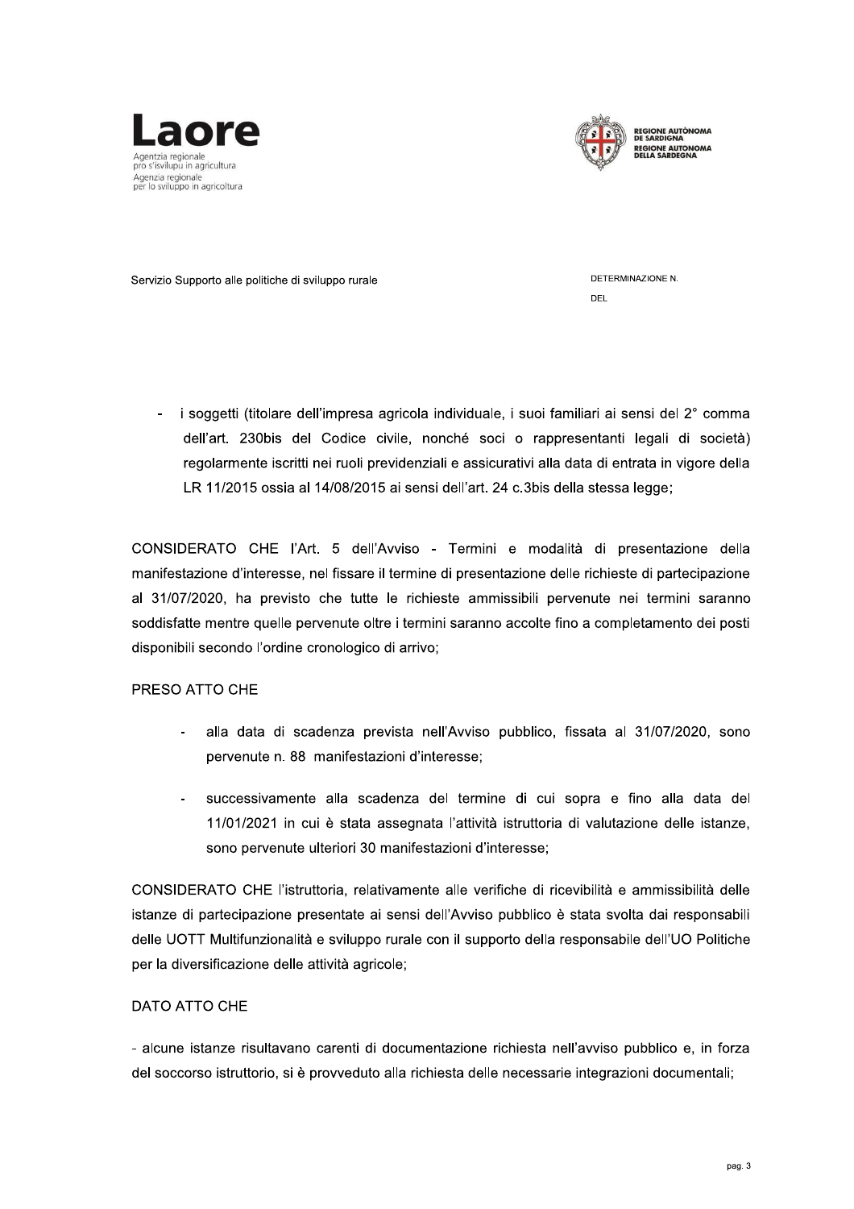- i soggetti (titolare dell'impresa agricola individuale, i suoi familiari ai sensi del 2° comma dell'art. 230bis del Codice civile, nonché soci o rappresentanti legali di società) regolarmente iscritti nei ruoli previdenziali e assicurativi alla data di entrata in vigore della LR 11/2015 ossia al 14/08/2015 ai sensi dell'art. 24 c.3bis della stessa legge;

CONSIDERATO CHE l'Art. 5 dell'Avviso - Termini e modalità di presentazione della manifestazione d'interesse, nel fissare il termine di presentazione delle richieste di partecipazione al 31/07/2020, ha previsto che tutte le richieste ammissibili pervenute nei termini saranno soddisfatte mentre quelle pervenute oltre i termini saranno accolte fino a completamento dei posti disponibili secondo l'ordine cronologico di arrivo;

PRESO ATTO CHE

- alla data di scadenza prevista nell'Avviso pubblico, fissata al 31/07/2020, sono pervenute n. 88 manifestazioni d'interesse;
- successivamente alla scadenza del termine di cui sopra e fino alla data del 11/01/2021 in cui è stata assegnata l'attività istruttoria di valutazione delle istanze, sono pervenute ulteriori 30 manifestazioni d'interesse;

CONSIDERATO CHE l'istruttoria, relativamente alle verifiche di ricevibilità e ammissibilità delle istanze di partecipazione presentate ai sensi dell'Avviso pubblico è stata svolta dai responsabili delle UOTT Multifunzionalità e sviluppo rurale con il supporto della responsabile dell'UO Politiche per la diversificazione delle attività agricole;

DATO ATTO CHE

- alcune istanze risultavano carenti di documentazione richiesta nell'avviso pubblico e, in forza del soccorso istruttorio, si è provveduto alla richiesta delle necessarie integrazioni documentali;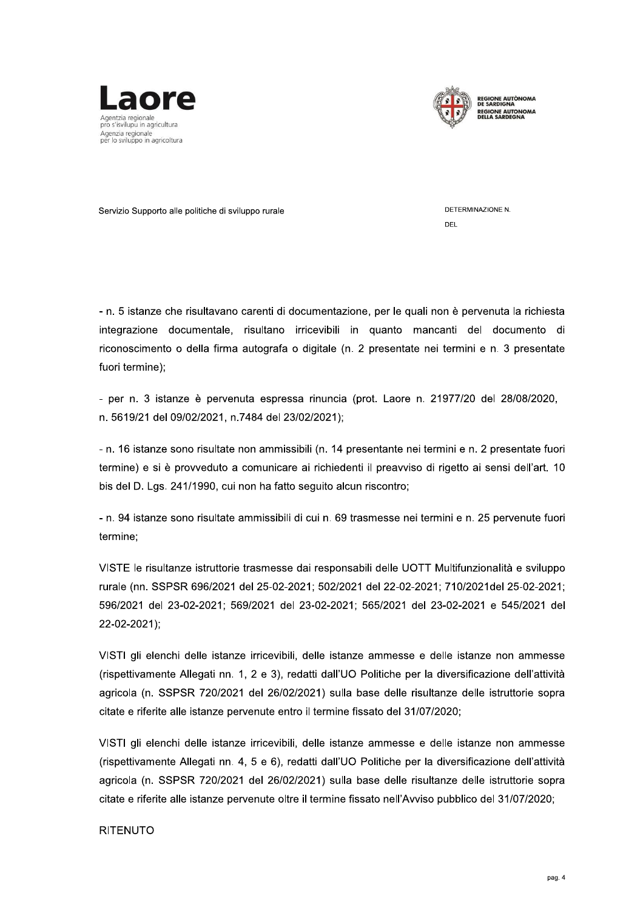- n. 5 istanze che risultavano carenti di documentazione, per le quali non è pervenuta la richiesta integrazione documentale, risultano irricevibili in quanto mancanti del documento di riconoscimento o della firma autografa o digitale (n. 2 presentate nei termini e n. 3 presentate fuori termine);

- per n. 3 istanze è pervenuta espressa rinuncia (prot. Laore n. 21977/20 del 28/08/2020, n. 5619/21 del 09/02/2021, n.7484 del 23/02/2021);

- n. 16 istanze sono risultate non ammissibili (n. 14 presentante nei termini e n. 2 presentate fuori termine) e si è provveduto a comunicare ai richiedenti il preavviso di rigetto ai sensi dell'art. 10 bis del D. Lgs. 241/1990, cui non ha fatto seguito alcun riscontro;

- n. 94 istanze sono risultate ammissibili di cui n. 69 trasmesse nei termini e n. 25 pervenute fuori termine;

VISTE le risultanze istruttorie trasmesse dai responsabili delle UOTT Multifunzionalità e sviluppo rurale (nn. SSPSR 696/2021 del 25-02-2021; 502/2021 del 22-02-2021; 710/2021del 25-02-2021; 596/2021 del 23-02-2021; 569/2021 del 23-02-2021; 565/2021 del 23-02-2021 e 545/2021 del 22-02-2021);

VISTI gli elenchi delle istanze irricevibili, delle istanze ammesse e delle istanze non ammesse (rispettivamente Allegati nn. 1, 2 e 3), redatti dall'UO Politiche per la diversificazione dell'attività agricola (n. SSPSR 720/2021 del 26/02/2021) sulla base delle risultanze delle istruttorie sopra citate e riferite alle istanze pervenute entro il termine fissato del 31/07/2020;

VISTI gli elenchi delle istanze irricevibili, delle istanze ammesse e delle istanze non ammesse (rispettivamente Allegati nn. 4, 5 e 6), redatti dall'UO Politiche per la diversificazione dell'attività agricola (n. SSPSR 720/2021 del 26/02/2021) sulla base delle risultanze delle istruttorie sopra citate e riferite alle istanze pervenute oltre il termine fissato nell'Avviso pubblico del 31/07/2020;

RITENUTO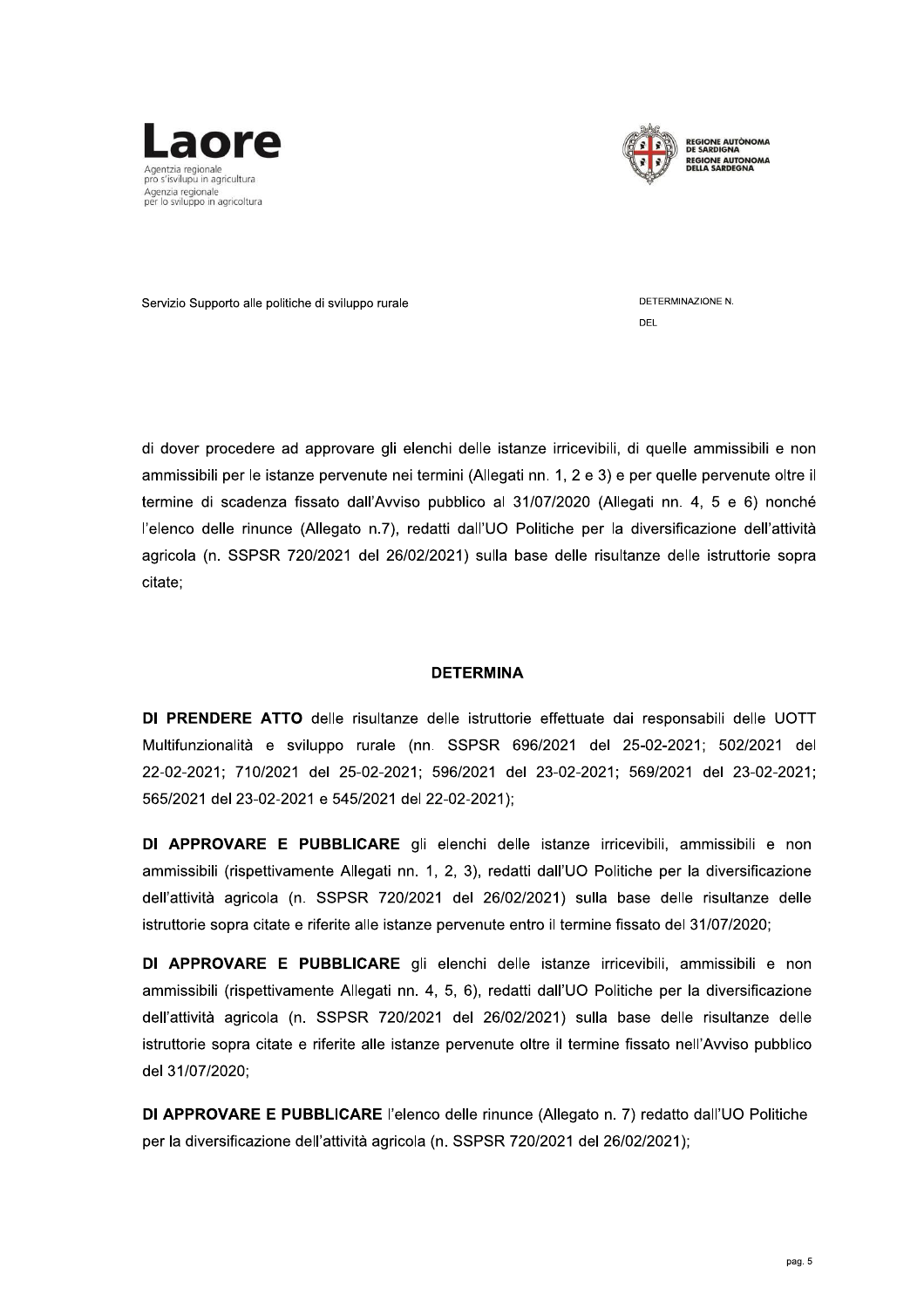Servizio Supporto alle politiche di sviluppo rurale

DETERMINAZIONE N.

DEL

di dover procedere ad approvare gli elenchi delle istanze irricevibili, di quelle ammissibili e non ammissibili per le istanze pervenute nei termini (Allegati nn. 1, 2 e 3) e per quelle pervenute oltre il termine di scadenza fissato dall'Avviso pubblico al 31/07/2020 (Allegati nn. 4, 5 e 6) nonché l'elenco delle rinunce (Allegato n.7), redatti dall'UO Politiche per la diversificazione dell'attività agricola (n. SSPSR 720/2021 del 26/02/2021) sulla base delle risultanze delle istruttorie sopra citate;

## DETERMINA

**DI PRENDERE ATTO** delle risultanze delle istruttorie effettuate dai responsabili delle UOTT Multifunzionalità e sviluppo rurale (nn. SSPSR 696/2021 del 25-02-2021; 502/2021 del 22-02-2021; 710/2021 del 25-02-2021; 596/2021 del 23-02-2021; 569/2021 del 23-02-2021; 565/2021 del 23-02-2021 e 545/2021 del 22-02-2021);

**DI APPROVARE E PUBBLICARE** gli elenchi delle istanze irricevibili, ammissibili e non ammissibili (rispettivamente Allegati nn. 1, 2, 3), redatti dall'UO Politiche per la diversificazione dell'attività agricola (n. SSPSR 720/2021 del 26/02/2021) sulla base delle risultanze delle istruttorie sopra citate e riferite alle istanze pervenute entro il termine fissato del 31/07/2020;

**DI APPROVARE E PUBBLICARE** gli elenchi delle istanze irricevibili, ammissibili e non ammissibili (rispettivamente Allegati nn. 4, 5, 6), redatti dall'UO Politiche per la diversificazione dell'attività agricola (n. SSPSR 720/2021 del 26/02/2021) sulla base delle risultanze delle istruttorie sopra citate e riferite alle istanze pervenute oltre il termine fissato nell'Avviso pubblico del 31/07/2020;

**DI APPROVARE E PUBBLICARE** l'elenco delle rinunce (Allegato n. 7) redatto dall'UO Politiche per la diversificazione dell'attività agricola (n. SSPSR 720/2021 del 26/02/2021);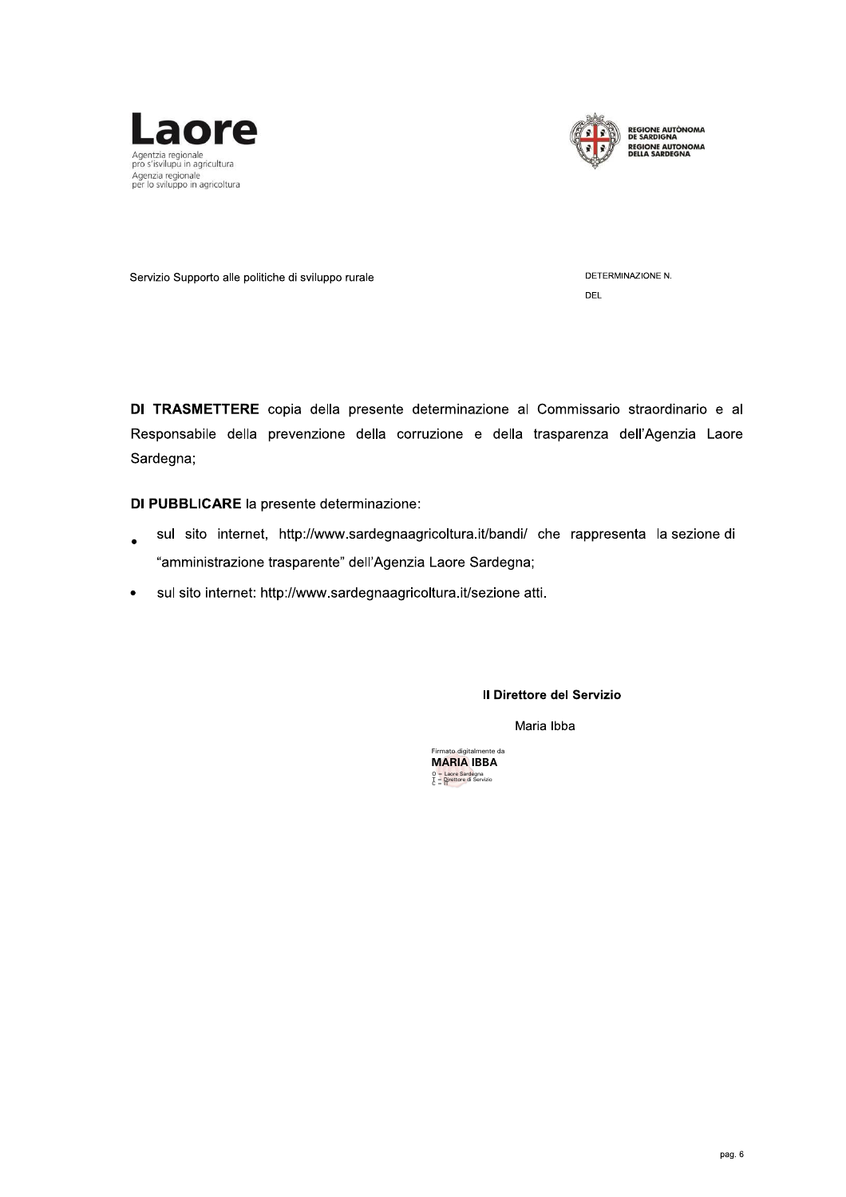Servizio Supporto alle politiche di sviluppo rurale

DETERMINAZIONE N.

DEL

**DI TRASMETTERE** copia della presente determinazione al Commissario straordinario e al Responsabile della prevenzione della corruzione e della trasparenza dell'Agenzia Laore Sardegna;

**DI PUBBLICARE** la presente determinazione:

- sul sito internet, http://www.sardegnaagricoltura.it/bandi/ che rappresenta la sezione di "amministrazione trasparente" dell'Agenzia Laore Sardegna;
- sul sito internet: http://www.sardegnaagricoltura.it/sezione atti.

**Il Direttore del Servizio**

Maria Ibba

Firmato digitalmente da
**MARIA IBBA**
O = Laore Sardegna
T = Direttore di Servizio
C = IT